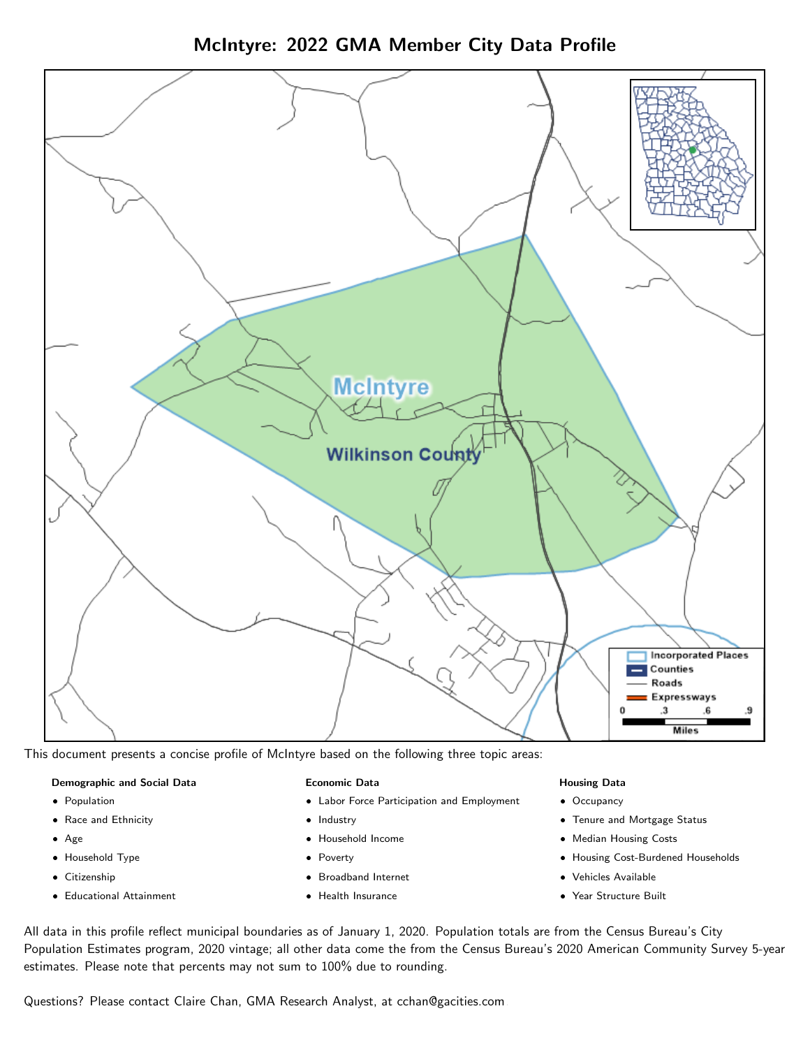# McIntyre: 2022 GMA Member City Data Profile

This document presents a concise profile of McIntyre based on the following three topic areas:

**Demographic and Social Data**

- Population
- Race and Ethnicity
- Age
- Household Type
- Citizenship
- Educational Attainment

**Economic Data**

- Labor Force Participation and Employment
- Industry
- Household Income
- Poverty
- Broadband Internet
- Health Insurance

**Housing Data**

- Occupancy
- Tenure and Mortgage Status
- Median Housing Costs
- Housing Cost-Burdened Households
- Vehicles Available
- Year Structure Built

All data in this profile reflect municipal boundaries as of January 1, 2020. Population totals are from the Census Bureau's City Population Estimates program, 2020 vintage; all other data come the from the Census Bureau's 2020 American Community Survey 5-year estimates. Please note that percents may not sum to 100% due to rounding.

Questions? Please contact Claire Chan, GMA Research Analyst, at cchan@gacities.com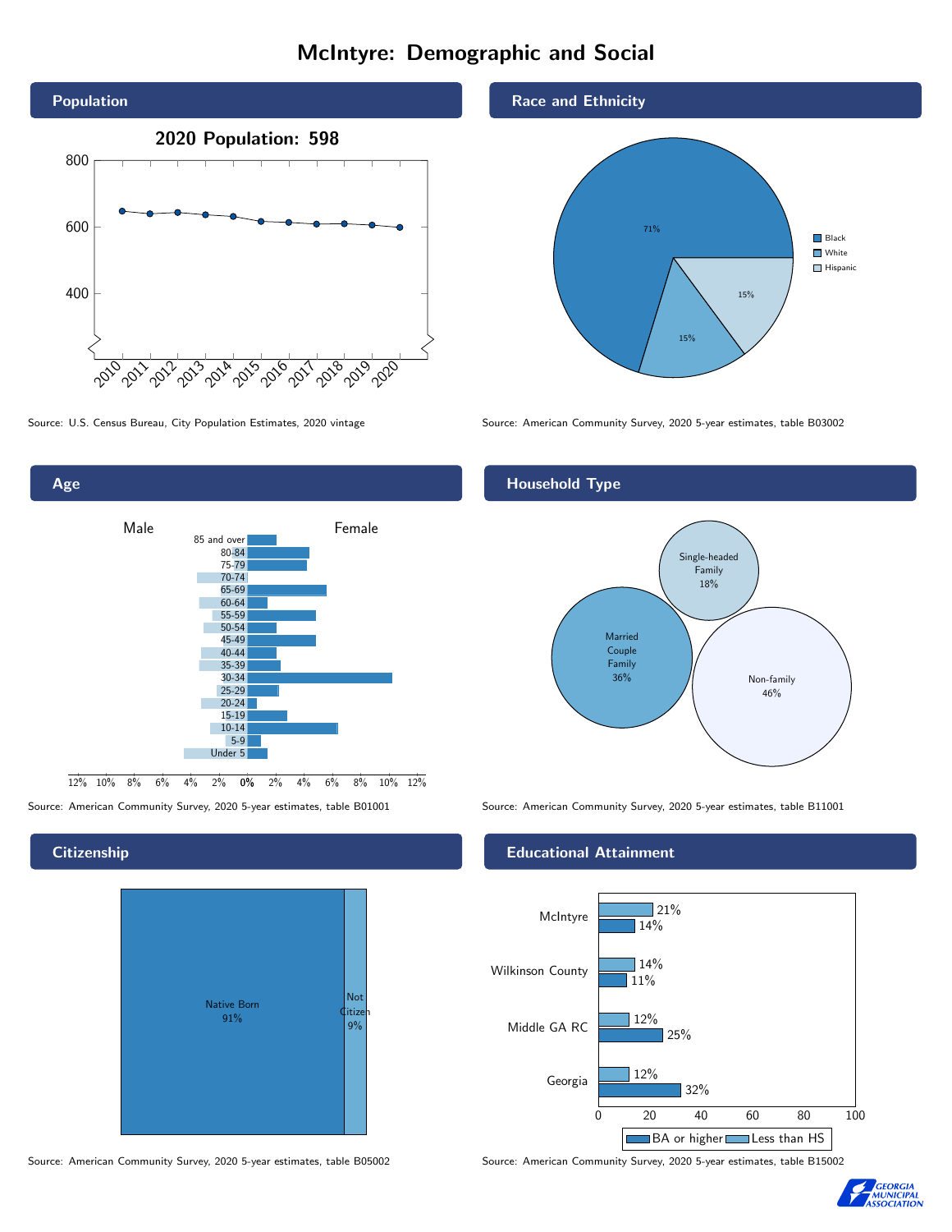# McIntyre: Demographic and Social

## Population

2020 Population: 598

Source: U.S. Census Bureau, City Population Estimates, 2020 vintage

## Race and Ethnicity

| Race/Ethnicity | Percent |
| --- | --- |
| Black | 71% |
| White | 15% |
| Hispanic | 15% |

Source: American Community Survey, 2020 5-year estimates, table B03002

## Age

Source: American Community Survey, 2020 5-year estimates, table B01001

## Household Type

| Household Type | Percent |
| --- | --- |
| Married Couple Family | 36% |
| Single-headed Family | 18% |
| Non-family | 46% |

Source: American Community Survey, 2020 5-year estimates, table B11001

## Citizenship

| Citizenship | Percent |
| --- | --- |
| Native Born | 91% |
| Not Citizen | 9% |

Source: American Community Survey, 2020 5-year estimates, table B05002

## Educational Attainment

| Area | Less than HS | BA or higher |
| --- | --- | --- |
| McIntyre | 21% | 14% |
| Wilkinson County | 14% | 11% |
| Middle GA RC | 12% | 25% |
| Georgia | 12% | 32% |

Source: American Community Survey, 2020 5-year estimates, table B15002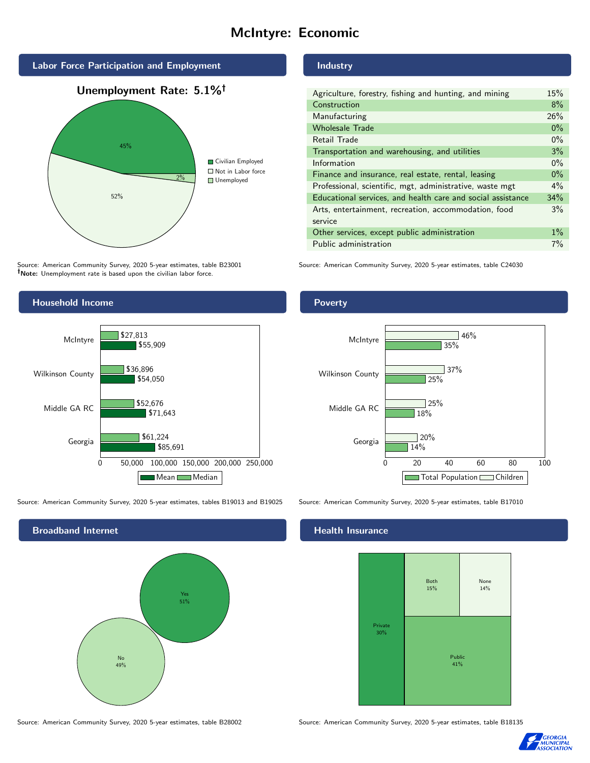# McIntyre: Economic

## Labor Force Participation and Employment

**Unemployment Rate: 5.1%†**

| Category | Percent |
|---|---|
| Civilian Employed | 45% |
| Not in Labor force | 52% |
| Unemployed | 2% |

Source: American Community Survey, 2020 5-year estimates, table B23001
**†Note:** Unemployment rate is based upon the civilian labor force.

## Industry

| Industry | Percent |
|---|---|
| Agriculture, forestry, fishing and hunting, and mining | 15% |
| Construction | 8% |
| Manufacturing | 26% |
| Wholesale Trade | 0% |
| Retail Trade | 0% |
| Transportation and warehousing, and utilities | 3% |
| Information | 0% |
| Finance and insurance, real estate, rental, leasing | 0% |
| Professional, scientific, mgt, administrative, waste mgt | 4% |
| Educational services, and health care and social assistance | 34% |
| Arts, entertainment, recreation, accommodation, food service | 3% |
| Other services, except public administration | 1% |
| Public administration | 7% |

Source: American Community Survey, 2020 5-year estimates, table C24030

## Household Income

| Area | Median | Mean |
|---|---|---|
| McIntyre | $27,813 | $55,909 |
| Wilkinson County | $36,896 | $54,050 |
| Middle GA RC | $52,676 | $71,643 |
| Georgia | $61,224 | $85,691 |

Source: American Community Survey, 2020 5-year estimates, tables B19013 and B19025

## Poverty

| Area | Children | Total Population |
|---|---|---|
| McIntyre | 46% | 35% |
| Wilkinson County | 37% | 25% |
| Middle GA RC | 25% | 18% |
| Georgia | 20% | 14% |

Source: American Community Survey, 2020 5-year estimates, table B17010

## Broadband Internet

| Response | Percent |
|---|---|
| Yes | 51% |
| No | 49% |

Source: American Community Survey, 2020 5-year estimates, table B28002

## Health Insurance

| Type | Percent |
|---|---|
| Private | 30% |
| Both | 15% |
| None | 14% |
| Public | 41% |

Source: American Community Survey, 2020 5-year estimates, table B18135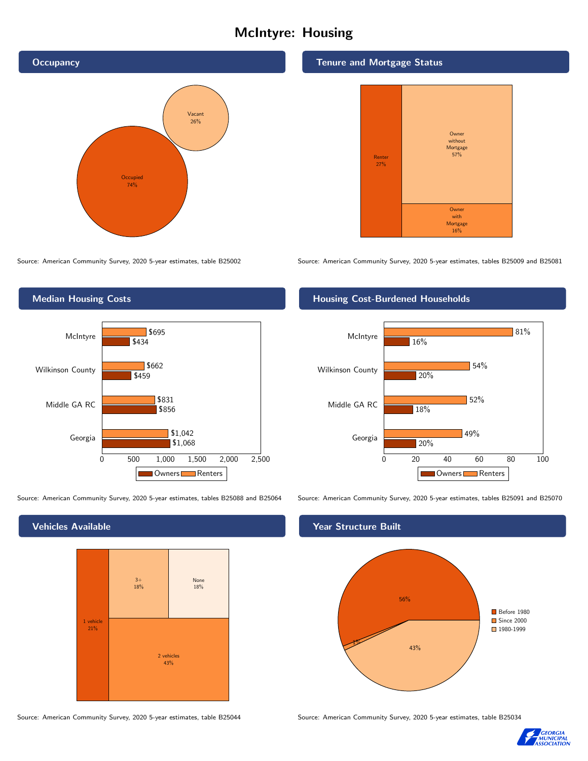# McIntyre: Housing

## Occupancy

Vacant
26%

Occupied
74%

Source: American Community Survey, 2020 5-year estimates, table B25002

## Tenure and Mortgage Status

Renter
27%

Owner
without
Mortgage
57%

Owner
with
Mortgage
16%

Source: American Community Survey, 2020 5-year estimates, tables B25009 and B25081

## Median Housing Costs

McIntyre
$695
$434

Wilkinson County
$662
$459

Middle GA RC
$831
$856

Georgia
$1,042
$1,068

0 500 1,000 1,500 2,000 2,500

Owners Renters

Source: American Community Survey, 2020 5-year estimates, tables B25088 and B25064

## Housing Cost-Burdened Households

McIntyre
81%
16%

Wilkinson County
54%
20%

Middle GA RC
52%
18%

Georgia
49%
20%

0 20 40 60 80 100

Owners Renters

Source: American Community Survey, 2020 5-year estimates, tables B25091 and B25070

## Vehicles Available

1 vehicle
21%

3+
18%

None
18%

2 vehicles
43%

Source: American Community Survey, 2020 5-year estimates, table B25044

## Year Structure Built

56%

1%

43%

Before 1980
Since 2000
1980-1999

Source: American Community Survey, 2020 5-year estimates, table B25034